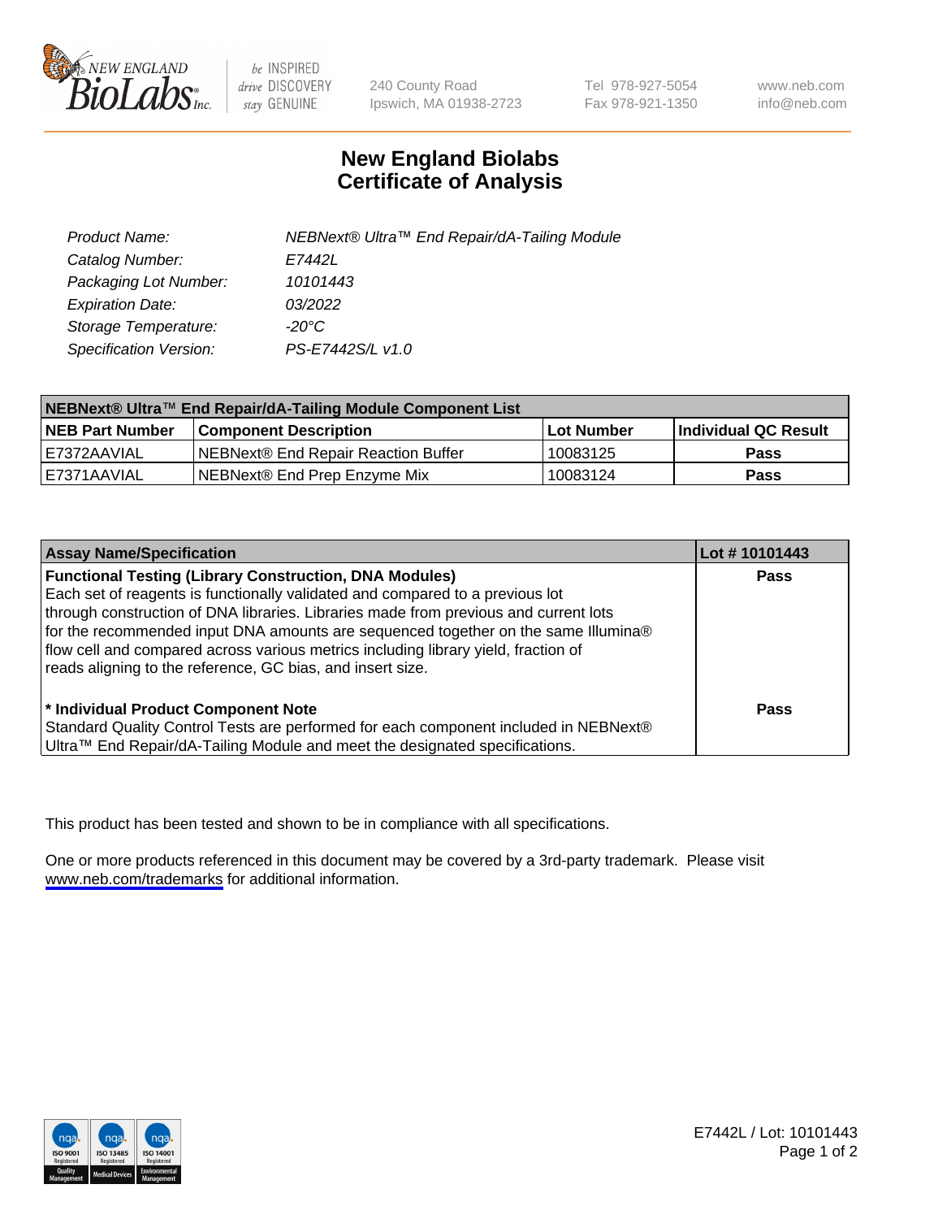240 County Road
Ipswich, MA 01938-2723

Tel 978-927-5054
Fax 978-921-1350

www.neb.com
info@neb.com

# New England Biolabs
# Certificate of Analysis

| | |
|---|---|
| *Product Name:* | *NEBNext® Ultra™ End Repair/dA-Tailing Module* |
| *Catalog Number:* | *E7442L* |
| *Packaging Lot Number:* | *10101443* |
| *Expiration Date:* | *03/2022* |
| *Storage Temperature:* | *-20°C* |
| *Specification Version:* | *PS-E7442S/L v1.0* |

| NEBNext® Ultra™ End Repair/dA-Tailing Module Component List | | | |
|---|---|---|---|
| **NEB Part Number** | **Component Description** | **Lot Number** | **Individual QC Result** |
| E7372AAVIAL | NEBNext® End Repair Reaction Buffer | 10083125 | **Pass** |
| E7371AAVIAL | NEBNext® End Prep Enzyme Mix | 10083124 | **Pass** |

| Assay Name/Specification | Lot # 10101443 |
|---|---|
| **Functional Testing (Library Construction, DNA Modules)** Each set of reagents is functionally validated and compared to a previous lot through construction of DNA libraries. Libraries made from previous and current lots for the recommended input DNA amounts are sequenced together on the same Illumina® flow cell and compared across various metrics including library yield, fraction of reads aligning to the reference, GC bias, and insert size. | **Pass** |
| **\* Individual Product Component Note** Standard Quality Control Tests are performed for each component included in NEBNext® Ultra™ End Repair/dA-Tailing Module and meet the designated specifications. | **Pass** |

This product has been tested and shown to be in compliance with all specifications.

One or more products referenced in this document may be covered by a 3rd-party trademark. Please visit www.neb.com/trademarks for additional information.

E7442L / Lot: 10101443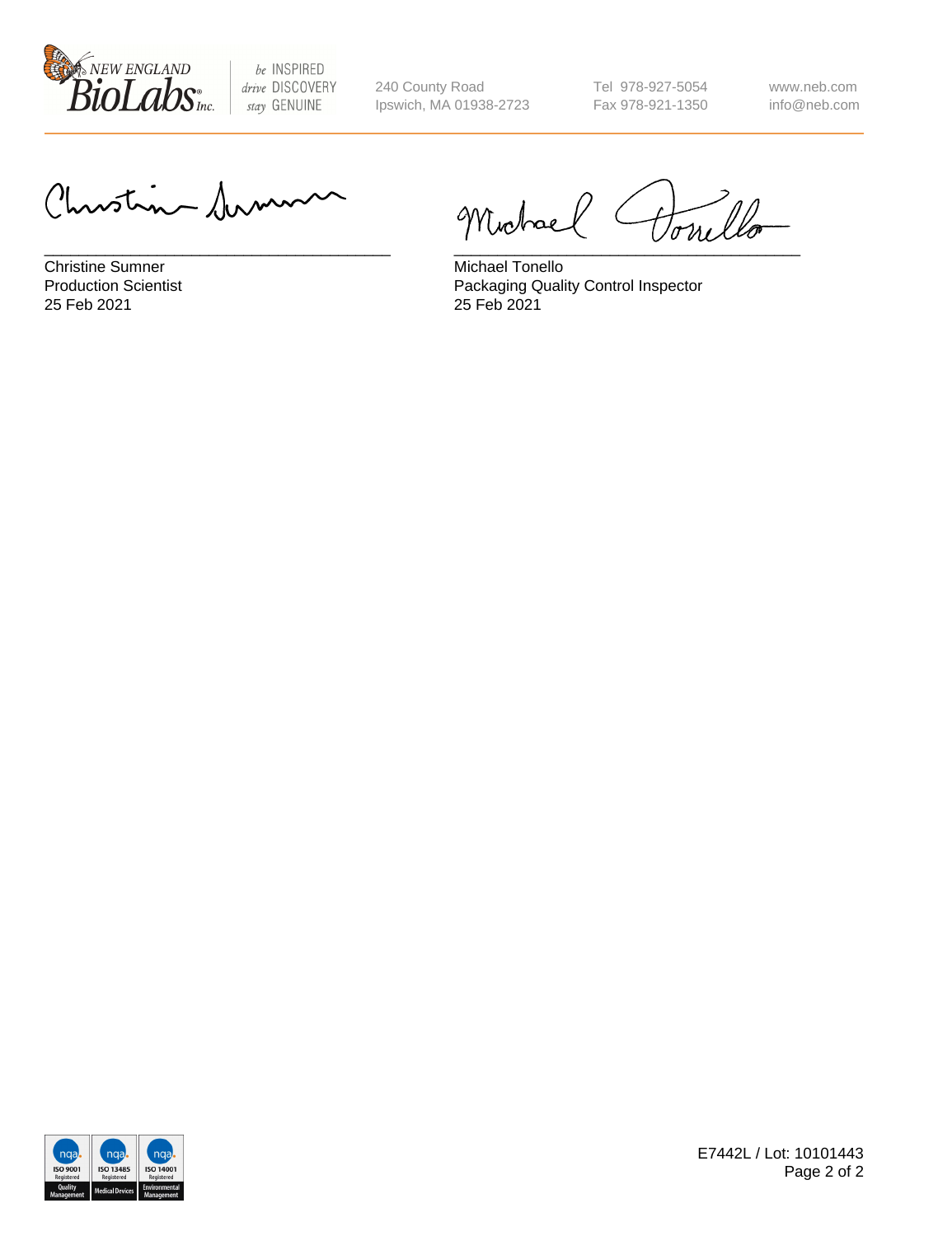Christine Sumner
Production Scientist
25 Feb 2021

Michael Tonello
Packaging Quality Control Inspector
25 Feb 2021

E7442L / Lot: 10101443